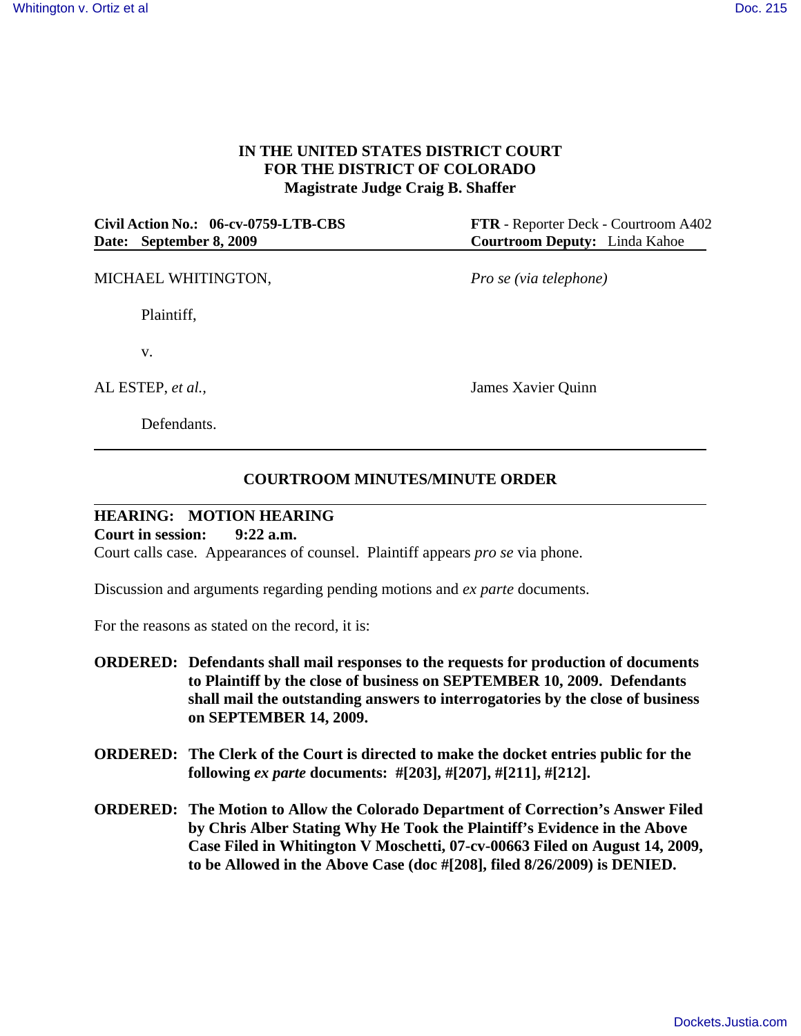**IN THE UNITED STATES DISTRICT COURT**
**FOR THE DISTRICT OF COLORADO**
**Magistrate Judge Craig B. Shaffer**

| | |
|---|---|
| **Civil Action No.: 06-cv-0759-LTB-CBS** | **FTR** - Reporter Deck - Courtroom A402 |
| **Date: September 8, 2009** | **Courtroom Deputy:** Linda Kahoe |

MICHAEL WHITINGTON, *Pro se (via telephone)*

Plaintiff,

v.

AL ESTEP, *et al.,* James Xavier Quinn

Defendants.

---

## COURTROOM MINUTES/MINUTE ORDER

---

**HEARING: MOTION HEARING**
**Court in session: 9:22 a.m.**
Court calls case. Appearances of counsel. Plaintiff appears *pro se* via phone.

Discussion and arguments regarding pending motions and *ex parte* documents.

For the reasons as stated on the record, it is:

**ORDERED: Defendants shall mail responses to the requests for production of documents to Plaintiff by the close of business on SEPTEMBER 10, 2009. Defendants shall mail the outstanding answers to interrogatories by the close of business on SEPTEMBER 14, 2009.**

**ORDERED: The Clerk of the Court is directed to make the docket entries public for the following *ex parte* documents: #[203], #[207], #[211], #[212].**

**ORDERED: The Motion to Allow the Colorado Department of Correction's Answer Filed by Chris Alber Stating Why He Took the Plaintiff's Evidence in the Above Case Filed in Whitington V Moschetti, 07-cv-00663 Filed on August 14, 2009, to be Allowed in the Above Case (doc #[208], filed 8/26/2009) is DENIED.**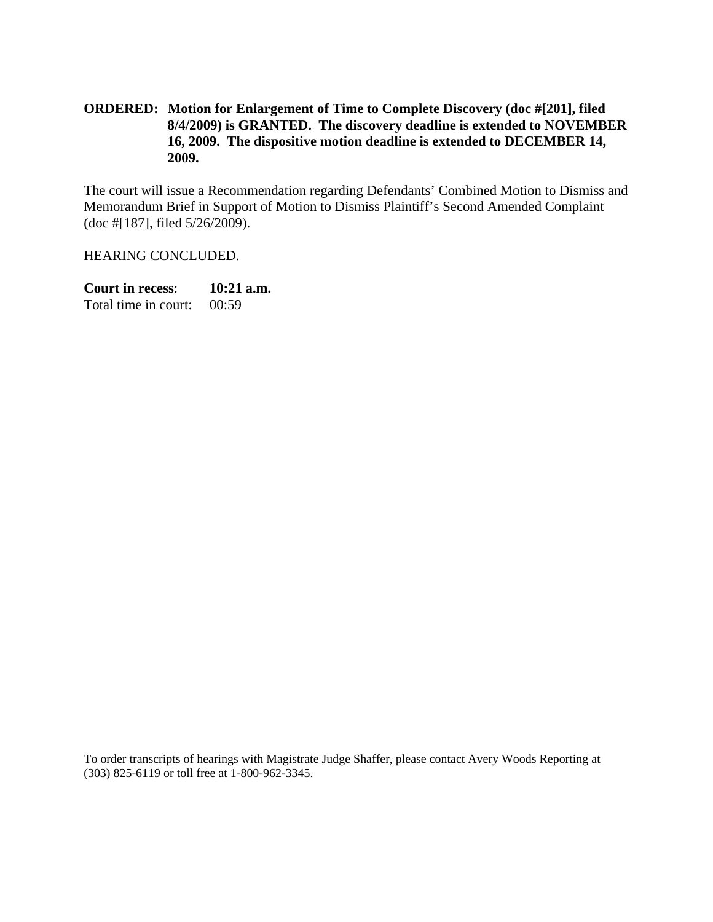**ORDERED: Motion for Enlargement of Time to Complete Discovery (doc #[201], filed 8/4/2009) is GRANTED. The discovery deadline is extended to NOVEMBER 16, 2009. The dispositive motion deadline is extended to DECEMBER 14, 2009.**

The court will issue a Recommendation regarding Defendants' Combined Motion to Dismiss and Memorandum Brief in Support of Motion to Dismiss Plaintiff's Second Amended Complaint (doc #[187], filed 5/26/2009).

HEARING CONCLUDED.

**Court in recess**: **10:21 a.m.**
Total time in court: 00:59

To order transcripts of hearings with Magistrate Judge Shaffer, please contact Avery Woods Reporting at (303) 825-6119 or toll free at 1-800-962-3345.